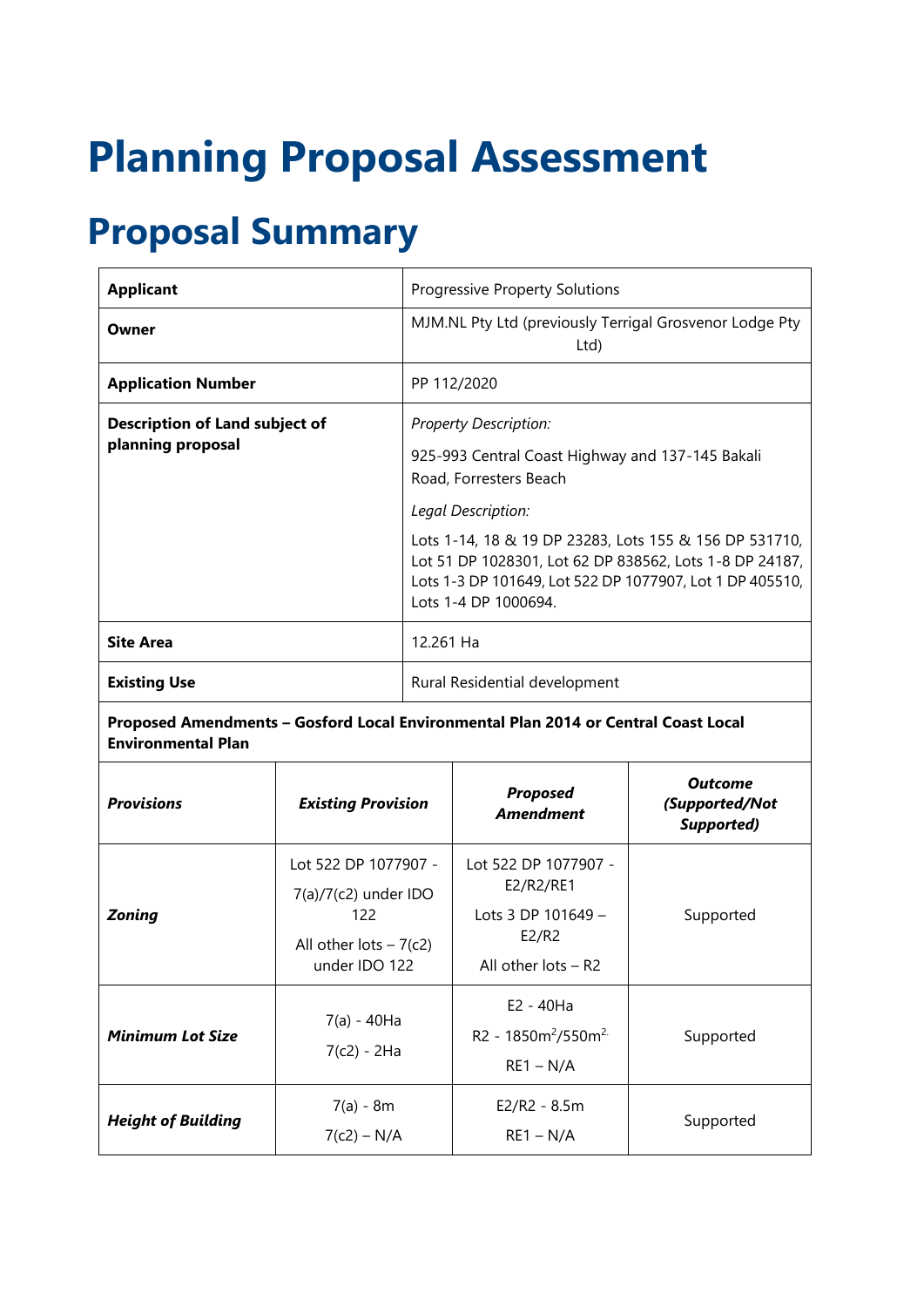# Planning Proposal Assessment

## Proposal Summary

| | |
|---|---|
| **Applicant** | Progressive Property Solutions |
| **Owner** | MJM.NL Pty Ltd (previously Terrigal Grosvenor Lodge Pty Ltd) |
| **Application Number** | PP 112/2020 |
| **Description of Land subject of planning proposal** | *Property Description:* 925-993 Central Coast Highway and 137-145 Bakali Road, Forresters Beach *Legal Description:* Lots 1-14, 18 & 19 DP 23283, Lots 155 & 156 DP 531710, Lot 51 DP 1028301, Lot 62 DP 838562, Lots 1-8 DP 24187, Lots 1-3 DP 101649, Lot 522 DP 1077907, Lot 1 DP 405510, Lots 1-4 DP 1000694. |
| **Site Area** | 12.261 Ha |
| **Existing Use** | Rural Residential development |

**Proposed Amendments – Gosford Local Environmental Plan 2014 or Central Coast Local Environmental Plan**

| *Provisions* | *Existing Provision* | *Proposed Amendment* | *Outcome (Supported/Not Supported)* |
|---|---|---|---|
| *Zoning* | Lot 522 DP 1077907 - 7(a)/7(c2) under IDO 122<br>All other lots – 7(c2) under IDO 122 | Lot 522 DP 1077907 - E2/R2/RE1<br>Lots 3 DP 101649 – E2/R2<br>All other lots – R2 | Supported |
| *Minimum Lot Size* | 7(a) - 40Ha<br>7(c2) - 2Ha | E2 - 40Ha<br>R2 - 1850m$^2$/550m$^2$.<br>RE1 – N/A | Supported |
| *Height of Building* | 7(a) - 8m<br>7(c2) – N/A | E2/R2 - 8.5m<br>RE1 – N/A | Supported |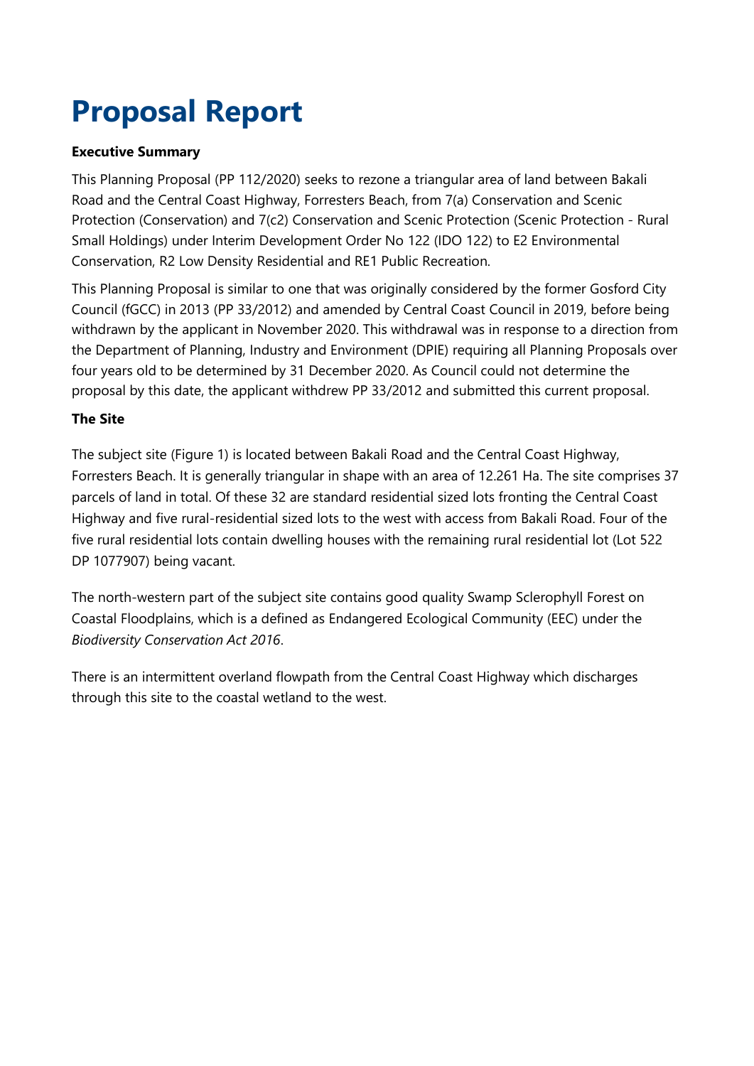# Proposal Report

**Executive Summary**

This Planning Proposal (PP 112/2020) seeks to rezone a triangular area of land between Bakali Road and the Central Coast Highway, Forresters Beach, from 7(a) Conservation and Scenic Protection (Conservation) and 7(c2) Conservation and Scenic Protection (Scenic Protection - Rural Small Holdings) under Interim Development Order No 122 (IDO 122) to E2 Environmental Conservation, R2 Low Density Residential and RE1 Public Recreation.

This Planning Proposal is similar to one that was originally considered by the former Gosford City Council (fGCC) in 2013 (PP 33/2012) and amended by Central Coast Council in 2019, before being withdrawn by the applicant in November 2020. This withdrawal was in response to a direction from the Department of Planning, Industry and Environment (DPIE) requiring all Planning Proposals over four years old to be determined by 31 December 2020. As Council could not determine the proposal by this date, the applicant withdrew PP 33/2012 and submitted this current proposal.

**The Site**

The subject site (Figure 1) is located between Bakali Road and the Central Coast Highway, Forresters Beach. It is generally triangular in shape with an area of 12.261 Ha. The site comprises 37 parcels of land in total. Of these 32 are standard residential sized lots fronting the Central Coast Highway and five rural-residential sized lots to the west with access from Bakali Road. Four of the five rural residential lots contain dwelling houses with the remaining rural residential lot (Lot 522 DP 1077907) being vacant.

The north-western part of the subject site contains good quality Swamp Sclerophyll Forest on Coastal Floodplains, which is a defined as Endangered Ecological Community (EEC) under the *Biodiversity Conservation Act 2016*.

There is an intermittent overland flowpath from the Central Coast Highway which discharges through this site to the coastal wetland to the west.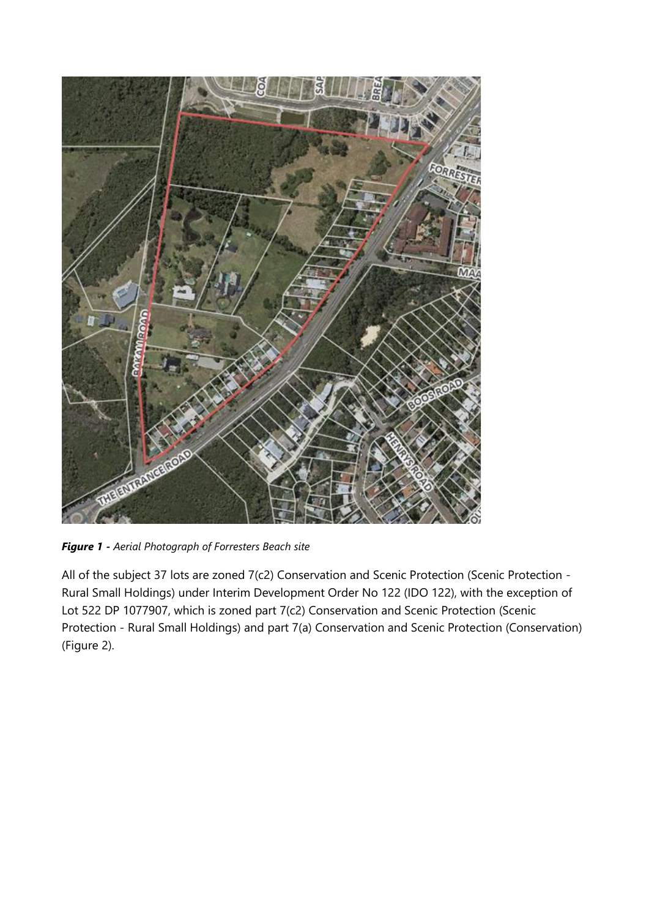***Figure 1 -** Aerial Photograph of Forresters Beach site*

All of the subject 37 lots are zoned 7(c2) Conservation and Scenic Protection (Scenic Protection - Rural Small Holdings) under Interim Development Order No 122 (IDO 122), with the exception of Lot 522 DP 1077907, which is zoned part 7(c2) Conservation and Scenic Protection (Scenic Protection - Rural Small Holdings) and part 7(a) Conservation and Scenic Protection (Conservation) (Figure 2).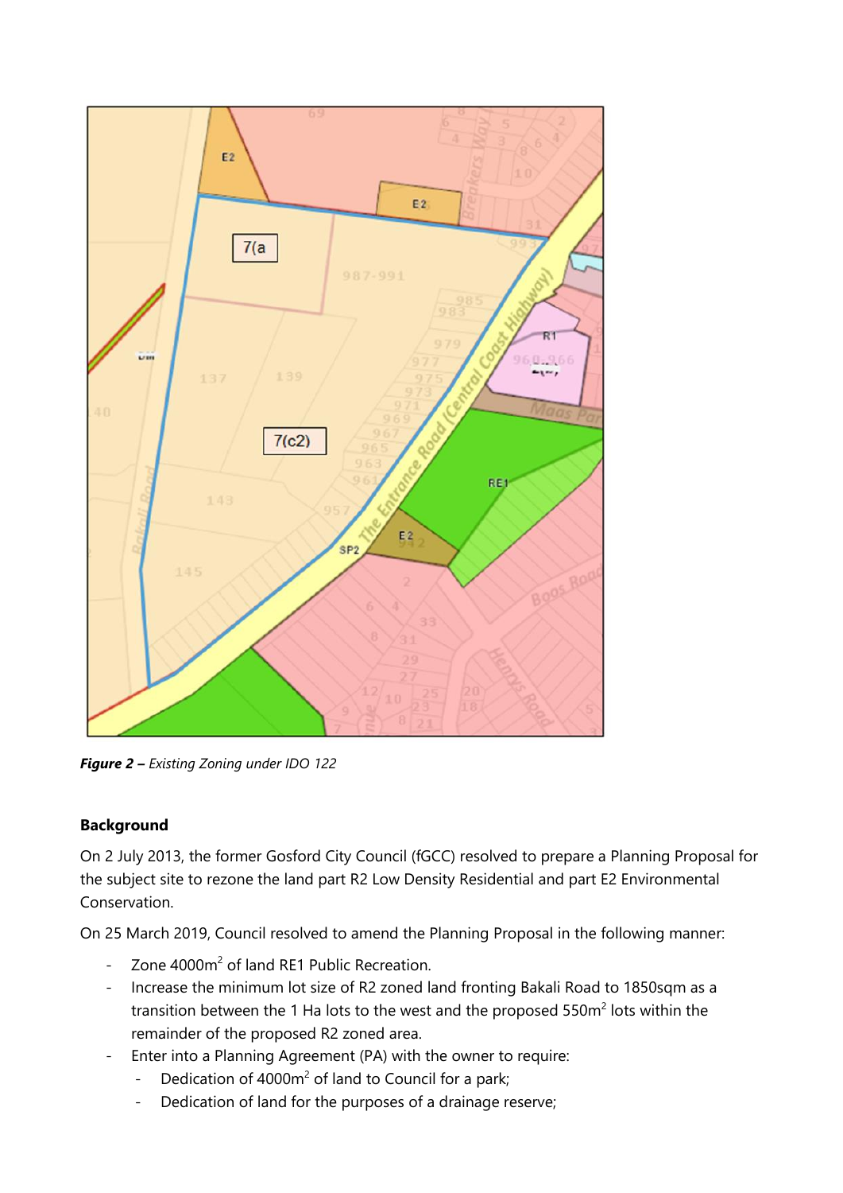7(a

987-991

7(c2)

E2

E2

R1

RE1

E2

SP2

137

139

143

145

The Entrance Road (Central Coast Highway)

Bakali Road

Maas Par

Boos Road

Henrys Road

Breakers Way

***Figure 2 –*** *Existing Zoning under IDO 122*

**Background**

On 2 July 2013, the former Gosford City Council (fGCC) resolved to prepare a Planning Proposal for the subject site to rezone the land part R2 Low Density Residential and part E2 Environmental Conservation.

On 25 March 2019, Council resolved to amend the Planning Proposal in the following manner:

- Zone 4000m$^2$ of land RE1 Public Recreation.
- Increase the minimum lot size of R2 zoned land fronting Bakali Road to 1850sqm as a transition between the 1 Ha lots to the west and the proposed 550m$^2$ lots within the remainder of the proposed R2 zoned area.
- Enter into a Planning Agreement (PA) with the owner to require:
  - Dedication of 4000m$^2$ of land to Council for a park;
  - Dedication of land for the purposes of a drainage reserve;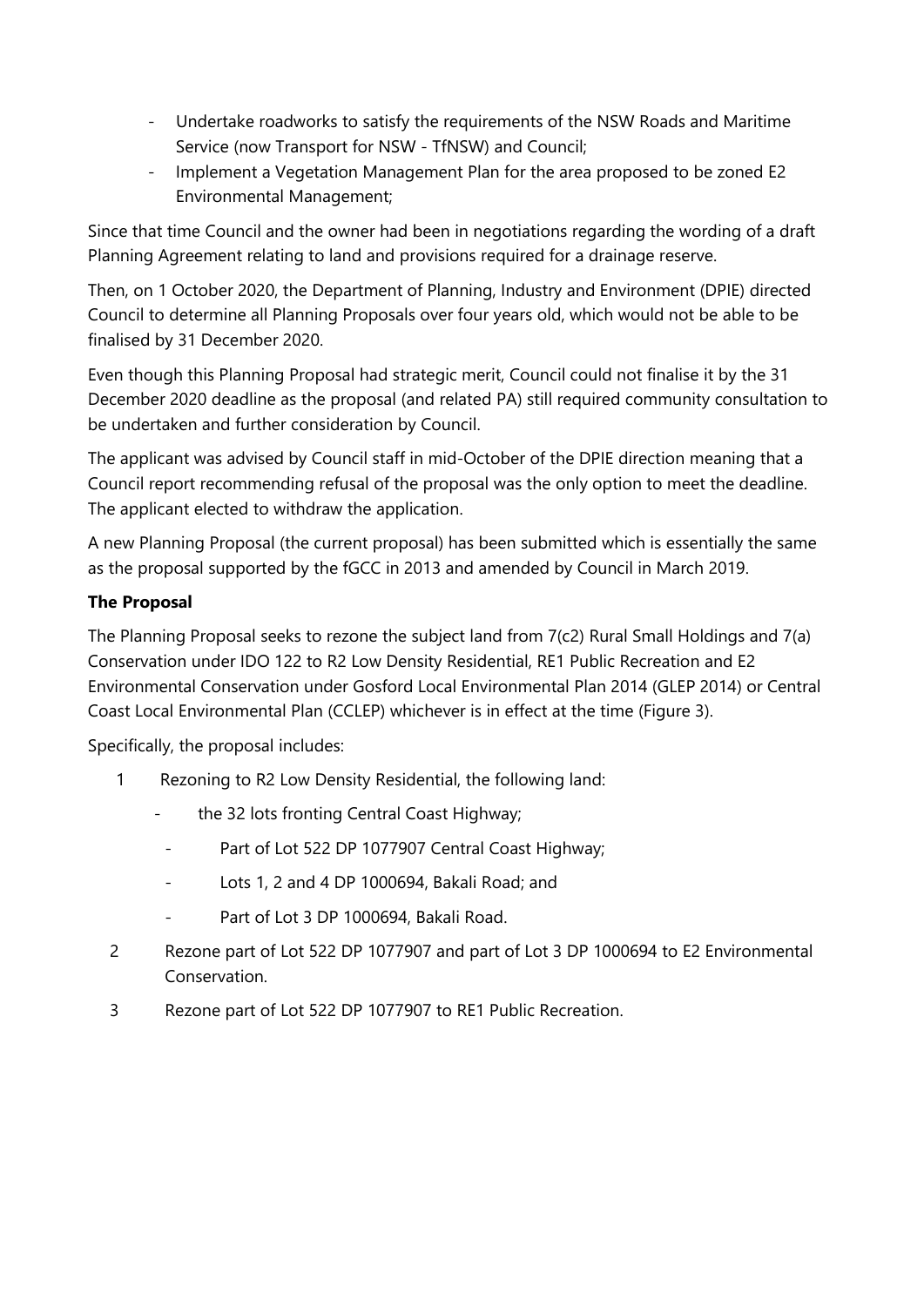- Undertake roadworks to satisfy the requirements of the NSW Roads and Maritime Service (now Transport for NSW - TfNSW) and Council;
- Implement a Vegetation Management Plan for the area proposed to be zoned E2 Environmental Management;

Since that time Council and the owner had been in negotiations regarding the wording of a draft Planning Agreement relating to land and provisions required for a drainage reserve.

Then, on 1 October 2020, the Department of Planning, Industry and Environment (DPIE) directed Council to determine all Planning Proposals over four years old, which would not be able to be finalised by 31 December 2020.

Even though this Planning Proposal had strategic merit, Council could not finalise it by the 31 December 2020 deadline as the proposal (and related PA) still required community consultation to be undertaken and further consideration by Council.

The applicant was advised by Council staff in mid-October of the DPIE direction meaning that a Council report recommending refusal of the proposal was the only option to meet the deadline. The applicant elected to withdraw the application.

A new Planning Proposal (the current proposal) has been submitted which is essentially the same as the proposal supported by the fGCC in 2013 and amended by Council in March 2019.

**The Proposal**

The Planning Proposal seeks to rezone the subject land from 7(c2) Rural Small Holdings and 7(a) Conservation under IDO 122 to R2 Low Density Residential, RE1 Public Recreation and E2 Environmental Conservation under Gosford Local Environmental Plan 2014 (GLEP 2014) or Central Coast Local Environmental Plan (CCLEP) whichever is in effect at the time (Figure 3).

Specifically, the proposal includes:

1. Rezoning to R2 Low Density Residential, the following land:
   - the 32 lots fronting Central Coast Highway;
   - Part of Lot 522 DP 1077907 Central Coast Highway;
   - Lots 1, 2 and 4 DP 1000694, Bakali Road; and
   - Part of Lot 3 DP 1000694, Bakali Road.
2. Rezone part of Lot 522 DP 1077907 and part of Lot 3 DP 1000694 to E2 Environmental Conservation.
3. Rezone part of Lot 522 DP 1077907 to RE1 Public Recreation.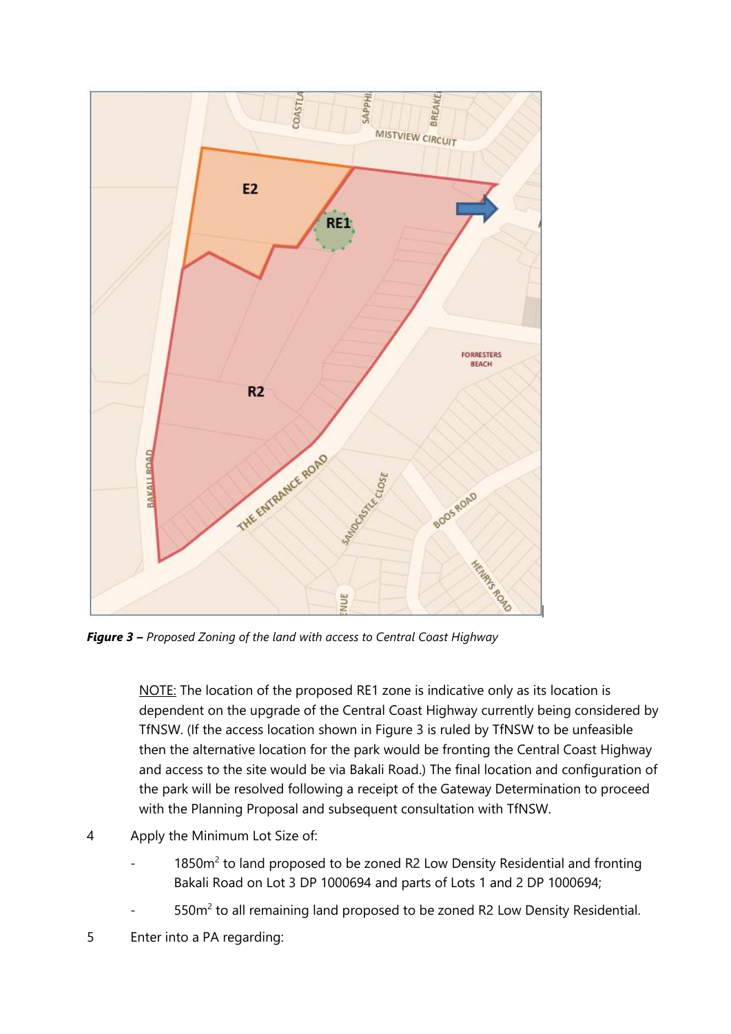E2

RE1

R2

MISTVIEW CIRCUIT

COASTLA

SAPPHI

BREAKE

FORRESTERS BEACH

BAKALI ROAD

THE ENTRANCE ROAD

SANDCASTLE CLOSE

BOOS ROAD

HENRYS ROAD

ENUE

***Figure 3 –*** *Proposed Zoning of the land with access to Central Coast Highway*

<u>NOTE:</u> The location of the proposed RE1 zone is indicative only as its location is dependent on the upgrade of the Central Coast Highway currently being considered by TfNSW. (If the access location shown in Figure 3 is ruled by TfNSW to be unfeasible then the alternative location for the park would be fronting the Central Coast Highway and access to the site would be via Bakali Road.) The final location and configuration of the park will be resolved following a receipt of the Gateway Determination to proceed with the Planning Proposal and subsequent consultation with TfNSW.

4 Apply the Minimum Lot Size of:

- 1850m$^2$ to land proposed to be zoned R2 Low Density Residential and fronting Bakali Road on Lot 3 DP 1000694 and parts of Lots 1 and 2 DP 1000694;
- 550m$^2$ to all remaining land proposed to be zoned R2 Low Density Residential.

5 Enter into a PA regarding: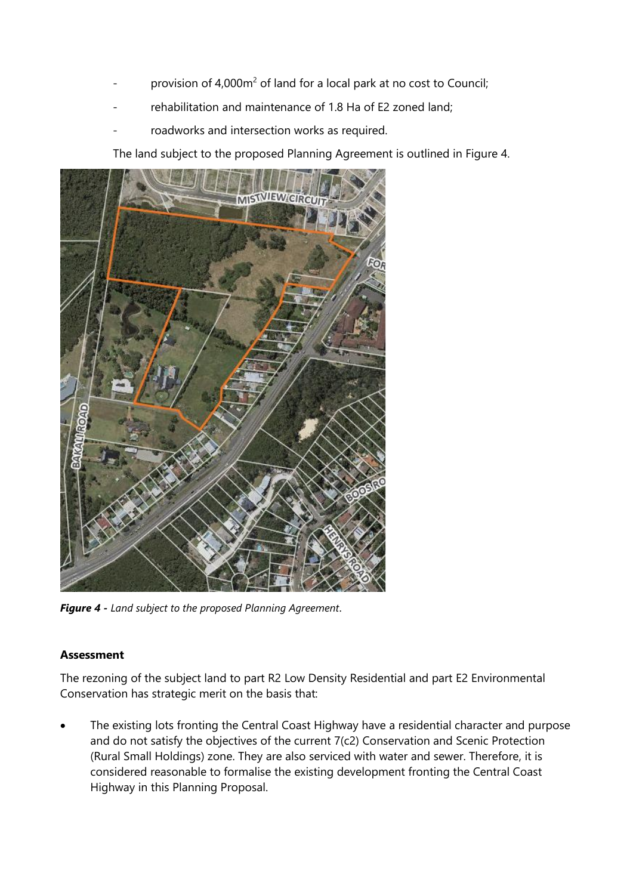- provision of 4,000m$^2$ of land for a local park at no cost to Council;
- rehabilitation and maintenance of 1.8 Ha of E2 zoned land;
- roadworks and intersection works as required.

The land subject to the proposed Planning Agreement is outlined in Figure 4.

MISTVIEW CIRCUIT

FOR

BAKALI ROAD

BOOS RO

HENRYS ROAD

***Figure 4 -*** *Land subject to the proposed Planning Agreement*.

**Assessment**

The rezoning of the subject land to part R2 Low Density Residential and part E2 Environmental Conservation has strategic merit on the basis that:

- The existing lots fronting the Central Coast Highway have a residential character and purpose and do not satisfy the objectives of the current 7(c2) Conservation and Scenic Protection (Rural Small Holdings) zone. They are also serviced with water and sewer. Therefore, it is considered reasonable to formalise the existing development fronting the Central Coast Highway in this Planning Proposal.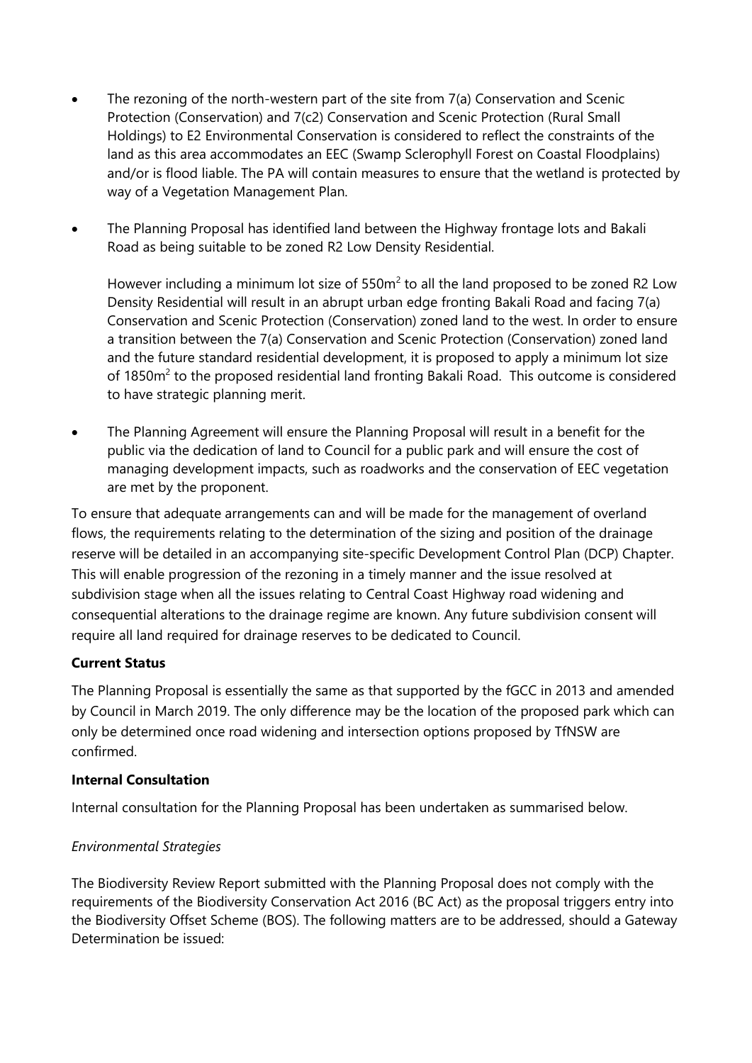- The rezoning of the north-western part of the site from 7(a) Conservation and Scenic Protection (Conservation) and 7(c2) Conservation and Scenic Protection (Rural Small Holdings) to E2 Environmental Conservation is considered to reflect the constraints of the land as this area accommodates an EEC (Swamp Sclerophyll Forest on Coastal Floodplains) and/or is flood liable. The PA will contain measures to ensure that the wetland is protected by way of a Vegetation Management Plan.

- The Planning Proposal has identified land between the Highway frontage lots and Bakali Road as being suitable to be zoned R2 Low Density Residential.

  However including a minimum lot size of 550m$^2$ to all the land proposed to be zoned R2 Low Density Residential will result in an abrupt urban edge fronting Bakali Road and facing 7(a) Conservation and Scenic Protection (Conservation) zoned land to the west. In order to ensure a transition between the 7(a) Conservation and Scenic Protection (Conservation) zoned land and the future standard residential development, it is proposed to apply a minimum lot size of 1850m$^2$ to the proposed residential land fronting Bakali Road. This outcome is considered to have strategic planning merit.

- The Planning Agreement will ensure the Planning Proposal will result in a benefit for the public via the dedication of land to Council for a public park and will ensure the cost of managing development impacts, such as roadworks and the conservation of EEC vegetation are met by the proponent.

To ensure that adequate arrangements can and will be made for the management of overland flows, the requirements relating to the determination of the sizing and position of the drainage reserve will be detailed in an accompanying site-specific Development Control Plan (DCP) Chapter. This will enable progression of the rezoning in a timely manner and the issue resolved at subdivision stage when all the issues relating to Central Coast Highway road widening and consequential alterations to the drainage regime are known. Any future subdivision consent will require all land required for drainage reserves to be dedicated to Council.

**Current Status**

The Planning Proposal is essentially the same as that supported by the fGCC in 2013 and amended by Council in March 2019. The only difference may be the location of the proposed park which can only be determined once road widening and intersection options proposed by TfNSW are confirmed.

**Internal Consultation**

Internal consultation for the Planning Proposal has been undertaken as summarised below.

*Environmental Strategies*

The Biodiversity Review Report submitted with the Planning Proposal does not comply with the requirements of the Biodiversity Conservation Act 2016 (BC Act) as the proposal triggers entry into the Biodiversity Offset Scheme (BOS). The following matters are to be addressed, should a Gateway Determination be issued: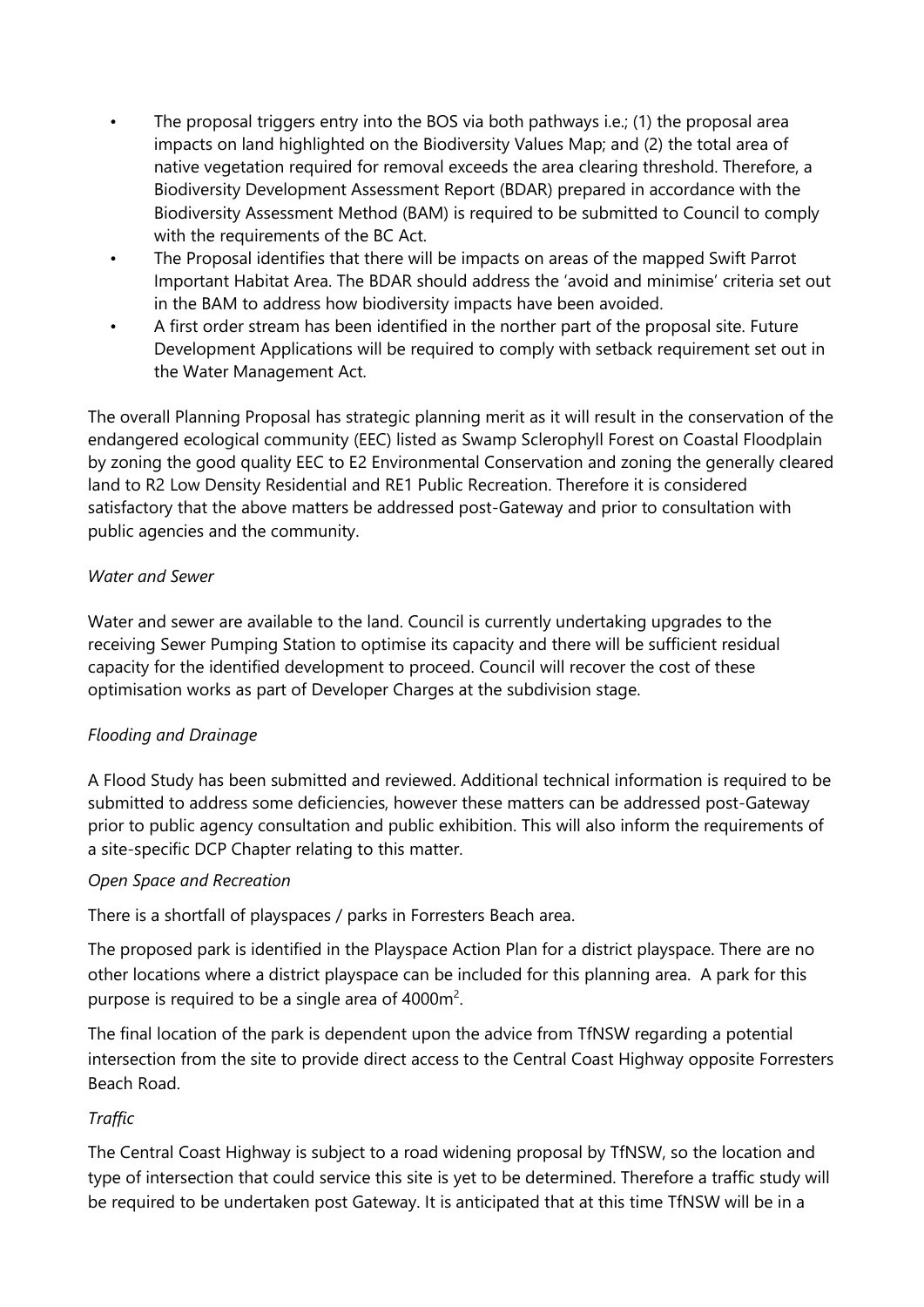- The proposal triggers entry into the BOS via both pathways i.e.; (1) the proposal area impacts on land highlighted on the Biodiversity Values Map; and (2) the total area of native vegetation required for removal exceeds the area clearing threshold. Therefore, a Biodiversity Development Assessment Report (BDAR) prepared in accordance with the Biodiversity Assessment Method (BAM) is required to be submitted to Council to comply with the requirements of the BC Act.
- The Proposal identifies that there will be impacts on areas of the mapped Swift Parrot Important Habitat Area. The BDAR should address the 'avoid and minimise' criteria set out in the BAM to address how biodiversity impacts have been avoided.
- A first order stream has been identified in the norther part of the proposal site. Future Development Applications will be required to comply with setback requirement set out in the Water Management Act.

The overall Planning Proposal has strategic planning merit as it will result in the conservation of the endangered ecological community (EEC) listed as Swamp Sclerophyll Forest on Coastal Floodplain by zoning the good quality EEC to E2 Environmental Conservation and zoning the generally cleared land to R2 Low Density Residential and RE1 Public Recreation. Therefore it is considered satisfactory that the above matters be addressed post-Gateway and prior to consultation with public agencies and the community.

*Water and Sewer*

Water and sewer are available to the land. Council is currently undertaking upgrades to the receiving Sewer Pumping Station to optimise its capacity and there will be sufficient residual capacity for the identified development to proceed. Council will recover the cost of these optimisation works as part of Developer Charges at the subdivision stage.

*Flooding and Drainage*

A Flood Study has been submitted and reviewed. Additional technical information is required to be submitted to address some deficiencies, however these matters can be addressed post-Gateway prior to public agency consultation and public exhibition. This will also inform the requirements of a site-specific DCP Chapter relating to this matter.

*Open Space and Recreation*

There is a shortfall of playspaces / parks in Forresters Beach area.

The proposed park is identified in the Playspace Action Plan for a district playspace. There are no other locations where a district playspace can be included for this planning area. A park for this purpose is required to be a single area of $4000m^2$.

The final location of the park is dependent upon the advice from TfNSW regarding a potential intersection from the site to provide direct access to the Central Coast Highway opposite Forresters Beach Road.

*Traffic*

The Central Coast Highway is subject to a road widening proposal by TfNSW, so the location and type of intersection that could service this site is yet to be determined. Therefore a traffic study will be required to be undertaken post Gateway. It is anticipated that at this time TfNSW will be in a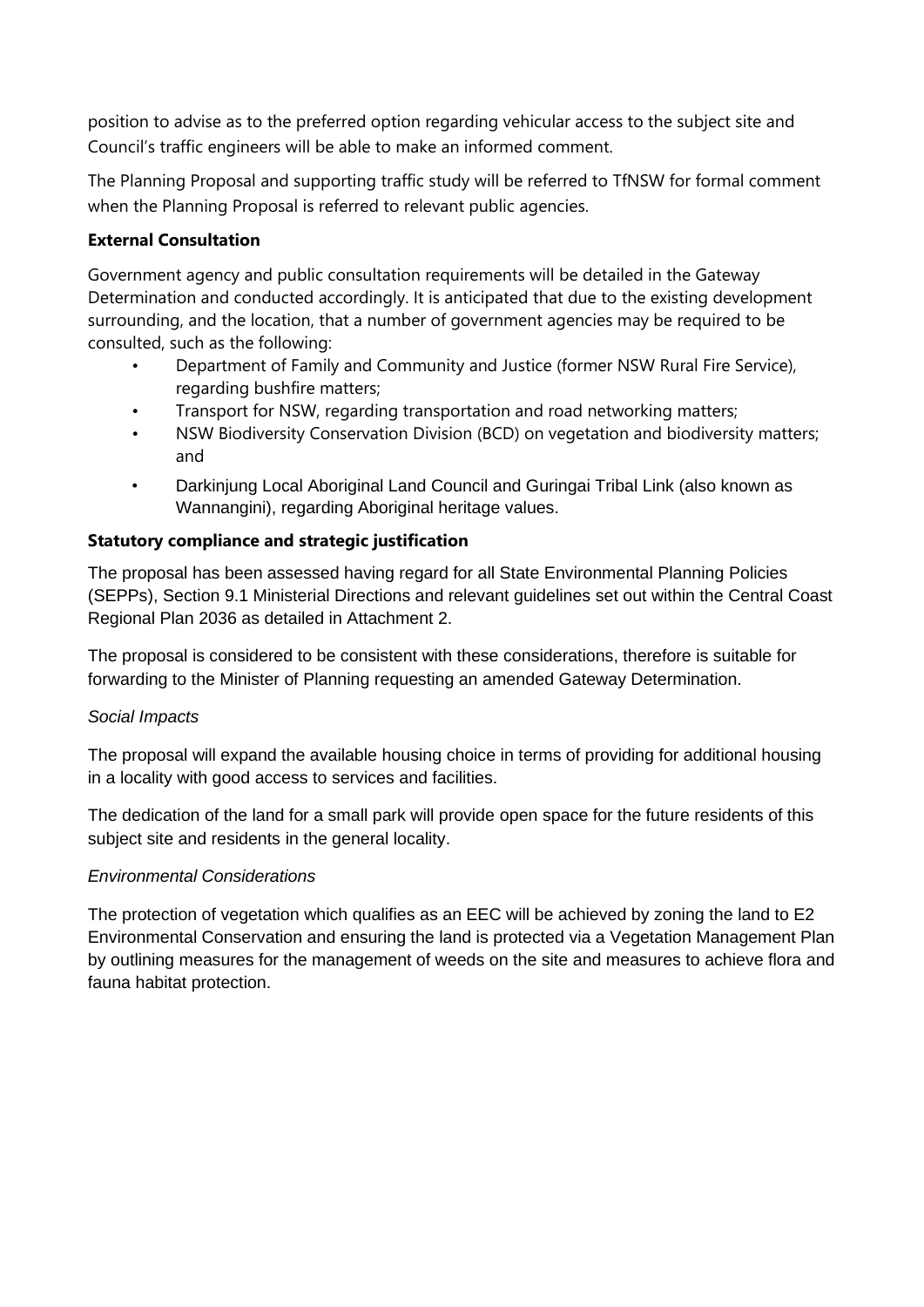position to advise as to the preferred option regarding vehicular access to the subject site and Council's traffic engineers will be able to make an informed comment.

The Planning Proposal and supporting traffic study will be referred to TfNSW for formal comment when the Planning Proposal is referred to relevant public agencies.

**External Consultation**

Government agency and public consultation requirements will be detailed in the Gateway Determination and conducted accordingly. It is anticipated that due to the existing development surrounding, and the location, that a number of government agencies may be required to be consulted, such as the following:

- Department of Family and Community and Justice (former NSW Rural Fire Service), regarding bushfire matters;
- Transport for NSW, regarding transportation and road networking matters;
- NSW Biodiversity Conservation Division (BCD) on vegetation and biodiversity matters; and
- Darkinjung Local Aboriginal Land Council and Guringai Tribal Link (also known as Wannangini), regarding Aboriginal heritage values.

**Statutory compliance and strategic justification**

The proposal has been assessed having regard for all State Environmental Planning Policies (SEPPs), Section 9.1 Ministerial Directions and relevant guidelines set out within the Central Coast Regional Plan 2036 as detailed in Attachment 2.

The proposal is considered to be consistent with these considerations, therefore is suitable for forwarding to the Minister of Planning requesting an amended Gateway Determination.

*Social Impacts*

The proposal will expand the available housing choice in terms of providing for additional housing in a locality with good access to services and facilities.

The dedication of the land for a small park will provide open space for the future residents of this subject site and residents in the general locality.

*Environmental Considerations*

The protection of vegetation which qualifies as an EEC will be achieved by zoning the land to E2 Environmental Conservation and ensuring the land is protected via a Vegetation Management Plan by outlining measures for the management of weeds on the site and measures to achieve flora and fauna habitat protection.